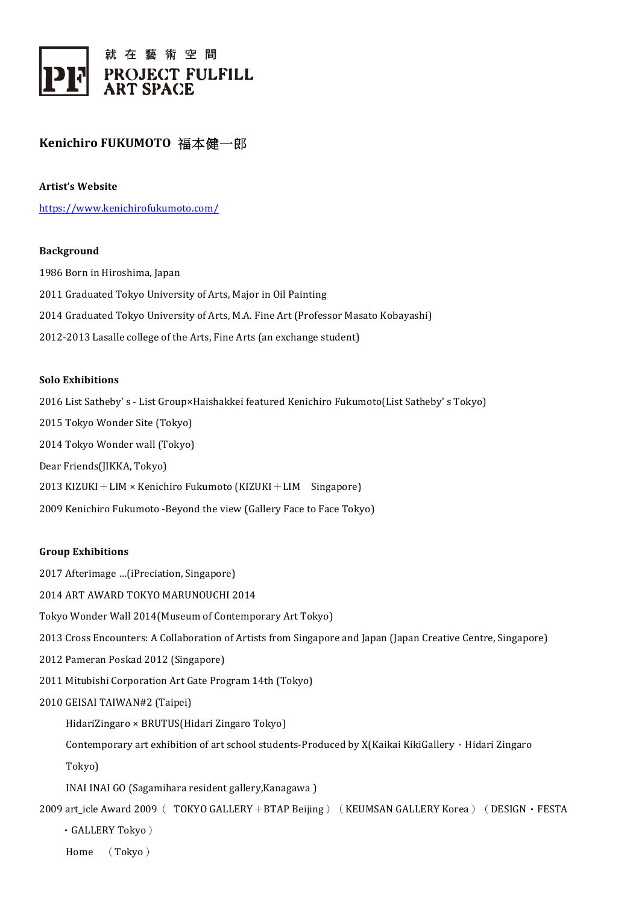就在藝術空間
PROJECT FULFILL
ART SPACE

## Kenichiro FUKUMOTO 福本健一郎

**Artist's Website**

https://www.kenichirofukumoto.com/

**Background**

1986 Born in Hiroshima, Japan

2011 Graduated Tokyo University of Arts, Major in Oil Painting

2014 Graduated Tokyo University of Arts, M.A. Fine Art (Professor Masato Kobayashi)

2012-2013 Lasalle college of the Arts, Fine Arts (an exchange student)

**Solo Exhibitions**

2016 List Satheby' s - List Group×Haishakkei featured Kenichiro Fukumoto(List Satheby' s Tokyo)

2015 Tokyo Wonder Site (Tokyo)

2014 Tokyo Wonder wall (Tokyo)

Dear Friends(JIKKA, Tokyo)

2013 KIZUKI＋LIM × Kenichiro Fukumoto (KIZUKI＋LIM　Singapore)

2009 Kenichiro Fukumoto -Beyond the view (Gallery Face to Face Tokyo)

**Group Exhibitions**

2017 Afterimage …(iPreciation, Singapore)

2014 ART AWARD TOKYO MARUNOUCHI 2014

Tokyo Wonder Wall 2014(Museum of Contemporary Art Tokyo)

2013 Cross Encounters: A Collaboration of Artists from Singapore and Japan (Japan Creative Centre, Singapore)

2012 Pameran Poskad 2012 (Singapore)

2011 Mitubishi Corporation Art Gate Program 14th (Tokyo)

2010 GEISAI TAIWAN#2 (Taipei)

HidariZingaro × BRUTUS(Hidari Zingaro Tokyo)

Contemporary art exhibition of art school students-Produced by X(Kaikai KikiGallery、Hidari Zingaro Tokyo)

INAI INAI GO (Sagamihara resident gallery,Kanagawa )

2009 art_icle Award 2009（ TOKYO GALLERY＋BTAP Beijing）（KEUMSAN GALLERY Korea）（DESIGN・FESTA・GALLERY Tokyo）

Home　（Tokyo）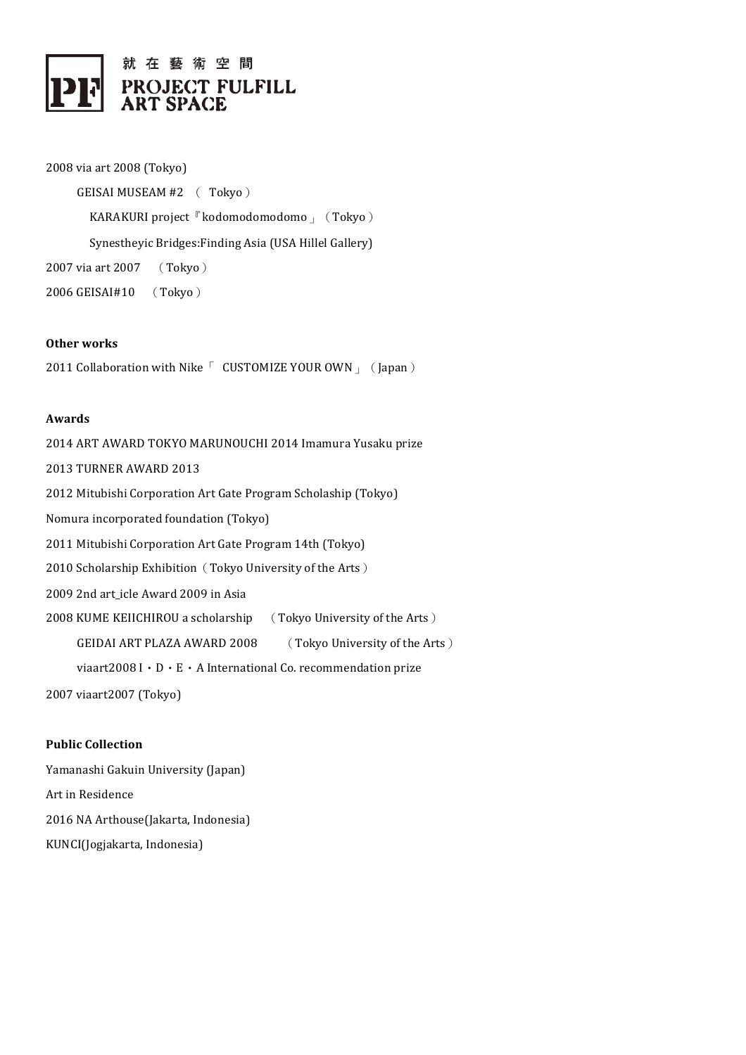2008 via art 2008 (Tokyo)

GEISAI MUSEAM #2 （ Tokyo）

KARAKURI project『kodomodomodomo」（Tokyo）

Synestheyic Bridges:Finding Asia (USA Hillel Gallery)

2007 via art 2007 （Tokyo）

2006 GEISAI#10 （Tokyo）

**Other works**

2011 Collaboration with Nike「 CUSTOMIZE YOUR OWN」（Japan）

**Awards**

2014 ART AWARD TOKYO MARUNOUCHI 2014 Imamura Yusaku prize

2013 TURNER AWARD 2013

2012 Mitubishi Corporation Art Gate Program Scholaship (Tokyo)

Nomura incorporated foundation (Tokyo)

2011 Mitubishi Corporation Art Gate Program 14th (Tokyo)

2010 Scholarship Exhibition（Tokyo University of the Arts）

2009 2nd art_icle Award 2009 in Asia

2008 KUME KEIICHIROU a scholarship （Tokyo University of the Arts）

GEIDAI ART PLAZA AWARD 2008 （Tokyo University of the Arts）

viaart2008 I・D・E・A International Co. recommendation prize

2007 viaart2007 (Tokyo)

**Public Collection**

Yamanashi Gakuin University (Japan)

Art in Residence

2016 NA Arthouse(Jakarta, Indonesia)

KUNCI(Jogjakarta, Indonesia)